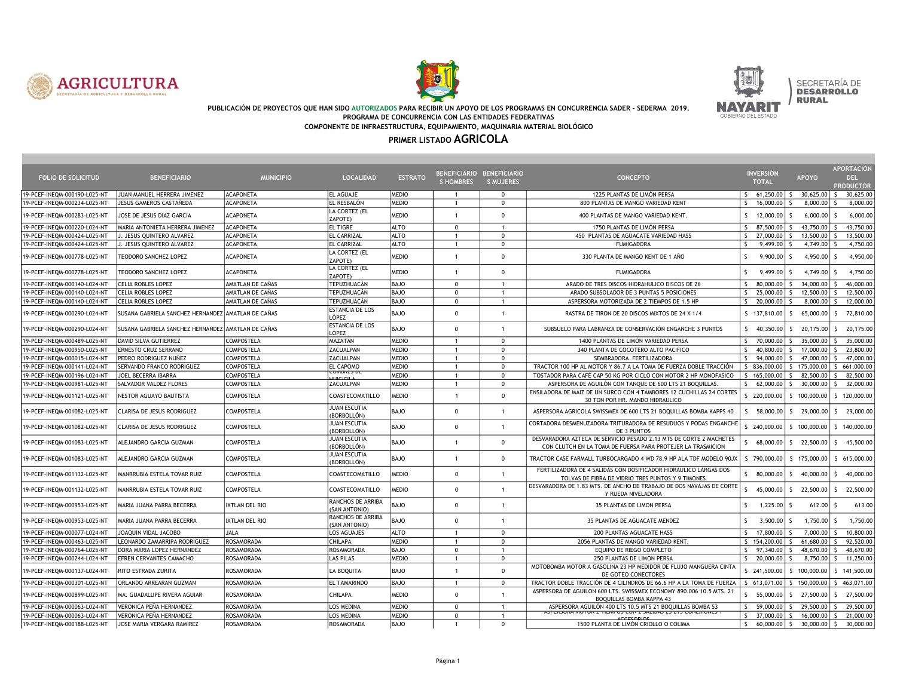**PUBLICACIÓN DE PROYECTOS QUE HAN SIDO AUTORIZADOS PARA RECIBIR UN APOYO DE LOS PROGRAMAS EN CONCURRENCIA SADER - SEDERMA 2019.**
**PROGRAMA DE CONCURRENCIA CON LAS ENTIDADES FEDERATIVAS**
**COMPONENTE DE INFRAESTRUCTURA, EQUIPAMIENTO, MAQUINARIA MATERIAL BIOLÓGICO**

## PRIMER LISTADO AGRICOLA

| FOLIO DE SOLICITUD | BENEFICIARIO | MUNICIPIO | LOCALIDAD | ESTRATO | BENEFICIARIO S HOMBRES | BENEFICIARIO S MUJERES | CONCEPTO | INVERSIÓN TOTAL | APOYO | APORTACIÓN DEL PRODUCTOR |
|---|---|---|---|---|---|---|---|---|---|---|
| 19-PCEF-INEQM-000190-L025-NT | JUAN MANUEL HERRERA JIMENEZ | ACAPONETA | EL AGUAJE | MEDIO | 1 | 0 | 1225 PLANTAS DE LIMÓN PERSA | $ 61,250.00 | $ 30,625.00 | $ 30,625.00 |
| 19-PCEF-INEQM-000234-L025-NT | JESUS GAMEROS CASTAÑEDA | ACAPONETA | EL RESBALÓN | MEDIO | 1 | 0 | 800 PLANTAS DE MANGO VARIEDAD KENT | $ 16,000.00 | $ 8,000.00 | $ 8,000.00 |
| 19-PCEF-INEQM-000283-L025-NT | JOSE DE JESUS DIAZ GARCIA | ACAPONETA | LA CORTEZ (EL ZAPOTE) | MEDIO | 1 | 0 | 400 PLANTAS DE MANGO VARIEDAD KENT. | $ 12,000.00 | $ 6,000.00 | $ 6,000.00 |
| 19-PCEF-INEQM-000220-L024-NT | MARIA ANTONIETA HERRERA JIMENEZ | ACAPONETA | EL TIGRE | ALTO | 0 | 1 | 1750 PLANTAS DE LIMÓN PERSA | $ 87,500.00 | $ 43,750.00 | $ 43,750.00 |
| 19-PCEF-INEQM-000424-L025-NT | J. JESUS QUINTERO ALVAREZ | ACAPONETA | EL CARRIZAL | ALTO | 1 | 0 | 450 PLANTAS DE AGUACATE VARIEDAD HASS | $ 27,000.00 | $ 13,500.00 | $ 13,500.00 |
| 19-PCEF-INEQM-000424-L025-NT | J. JESUS QUINTERO ALVAREZ | ACAPONETA | EL CARRIZAL | ALTO | 1 | 0 | FUMIGADORA | $ 9,499.00 | $ 4,749.00 | $ 4,750.00 |
| 19-PCEF-INEQM-000778-L025-NT | TEODORO SANCHEZ LOPEZ | ACAPONETA | LA CORTEZ (EL ZAPOTE) | MEDIO | 1 | 0 | 330 PLANTA DE MANGO KENT DE 1 AÑO | $ 9,900.00 | $ 4,950.00 | $ 4,950.00 |
| 19-PCEF-INEQM-000778-L025-NT | TEODORO SANCHEZ LOPEZ | ACAPONETA | LA CORTEZ (EL ZAPOTE) | MEDIO | 1 | 0 | FUMIGADORA | $ 9,499.00 | $ 4,749.00 | $ 4,750.00 |
| 19-PCEF-INEQM-000140-L024-NT | CELIA ROBLES LOPEZ | AMATLAN DE CAÑAS | TEPUZHUACÁN | BAJO | 0 | 1 | ARADO DE TRES DISCOS HIDRAHULICO DISCOS DE 26 | $ 80,000.00 | $ 34,000.00 | $ 46,000.00 |
| 19-PCEF-INEQM-000140-L024-NT | CELIA ROBLES LOPEZ | AMATLAN DE CAÑAS | TEPUZHUACÁN | BAJO | 0 | 1 | ARADO SUBSOLADOR DE 3 PUNTAS 5 POSICIONES | $ 25,000.00 | $ 12,500.00 | $ 12,500.00 |
| 19-PCEF-INEQM-000140-L024-NT | CELIA ROBLES LOPEZ | AMATLAN DE CAÑAS | TEPUZHUACÁN | BAJO | 0 | 1 | ASPERSORA MOTORIZADA DE 2 TIEMPOS DE 1.5 HP | $ 20,000.00 | $ 8,000.00 | $ 12,000.00 |
| 19-PCEF-INEQM-000290-L024-NT | SUSANA GABRIELA SANCHEZ HERNANDEZ | AMATLAN DE CAÑAS | ESTANCIA DE LOS LÓPEZ | BAJO | 0 | 1 | RASTRA DE TIRON DE 20 DISCOS MIXTOS DE 24 X 1/4 | $ 137,810.00 | $ 65,000.00 | $ 72,810.00 |
| 19-PCEF-INEQM-000290-L024-NT | SUSANA GABRIELA SANCHEZ HERNANDEZ | AMATLAN DE CAÑAS | ESTANCIA DE LOS LÓPEZ | BAJO | 0 | 1 | SUBSUELO PARA LABRANZA DE CONSERVACIÓN ENGANCHE 3 PUNTOS | $ 40,350.00 | $ 20,175.00 | $ 20,175.00 |
| 19-PCEF-INEQM-000489-L025-NT | DAVID SILVA GUTIERREZ | COMPOSTELA | MAZATÁN | MEDIO | 1 | 0 | 1400 PLANTAS DE LIMÓN VARIEDAD PERSA | $ 70,000.00 | $ 35,000.00 | $ 35,000.00 |
| 19-PCEF-INEQM-000950-L025-NT | ERNESTO CRUZ SERRANO | COMPOSTELA | ZACUALPAN | MEDIO | 1 | 0 | 340 PLANTA DE COCOTERO ALTO PACIFICO | $ 40,800.00 | $ 17,000.00 | $ 23,800.00 |
| 19-PCEF-INEQM-000015-L024-NT | PEDRO RODRIGUEZ NUÑEZ | COMPOSTELA | ZACUALPAN | MEDIO | 1 | 0 | SEMBRADORA FERTILIZADORA | $ 94,000.00 | $ 47,000.00 | $ 47,000.00 |
| 19-PCEF-INEQM-000141-L024-NT | SERVANDO FRANCO RODRIGUEZ | COMPOSTELA | EL CAPOMO | MEDIO | 1 | 0 | TRACTOR 100 HP AL MOTOR Y 86.7 A LA TOMA DE FUERZA DOBLE TRACCIÓN | $ 836,000.00 | $ 175,000.00 | $ 661,000.00 |
| 19-PCEF-INEQM-000196-L024-NT | JOEL BECERRA IBARRA | COMPOSTELA | CUMBRES DE HUICICILA | MEDIO | 1 | 0 | TOSTADOR PARA CAFÉ CAP 50 KG POR CICLO CON MOTOR 2 HP MONOFASICO | $ 165,000.00 | $ 82,500.00 | $ 82,500.00 |
| 19-PCEF-INEQM-000981-L025-NT | SALVADOR VALDEZ FLORES | COMPOSTELA | ZACUALPAN | MEDIO | 1 | 0 | ASPERSORA DE AGUILÓN CON TANQUE DE 600 LTS 21 BOQUILLAS. | $ 62,000.00 | $ 30,000.00 | $ 32,000.00 |
| 19-PCEF-INEQM-001121-L025-NT | NESTOR AGUAYO BAUTISTA | COMPOSTELA | COASTECOMATILLO | MEDIO | 1 | 0 | ENSILADORA DE MAIZ DE UN SURCO CON 4 TAMBORES 12 CUCHILLAS 24 CORTES 30 TON POR HR. MANDO HIDRAULICO | $ 220,000.00 | $ 100,000.00 | $ 120,000.00 |
| 19-PCEF-INEQM-001082-L025-NT | CLARISA DE JESUS RODRIGUEZ | COMPOSTELA | JUAN ESCUTIA (BORBOLLÓN) | BAJO | 0 | 1 | ASPERSORA AGRICOLA SWISSMEX DE 600 LTS 21 BOQUILLAS BOMBA KAPPS 40 | $ 58,000.00 | $ 29,000.00 | $ 29,000.00 |
| 19-PCEF-INEQM-001082-L025-NT | CLARISA DE JESUS RODRIGUEZ | COMPOSTELA | JUAN ESCUTIA (BORBOLLÓN) | BAJO | 0 | 1 | CORTADORA DESMENUZADORA TRITURADORA DE RESUDUOS Y PODAS ENGANCHE DE 3 PUNTOS | $ 240,000.00 | $ 100,000.00 | $ 140,000.00 |
| 19-PCEF-INEQM-001083-L025-NT | ALEJANDRO GARCIA GUZMAN | COMPOSTELA | JUAN ESCUTIA (BORBOLLÓN) | BAJO | 1 | 0 | DESVARADORA AZTECA DE SERVICIO PESADO 2.13 MTS DE CORTE 2 MACHETES CON CLUTCH EN LA TOMA DE FUERSA PARA PROTEJER LA TRASMICION | $ 68,000.00 | $ 22,500.00 | $ 45,500.00 |
| 19-PCEF-INEQM-001083-L025-NT | ALEJANDRO GARCIA GUZMAN | COMPOSTELA | JUAN ESCUTIA (BORBOLLÓN) | BAJO | 1 | 0 | TRACTOR CASE FARMALL TURBOCARGADO 4 WD 78.9 HP ALA TDF MODELO 90JX | $ 790,000.00 | $ 175,000.00 | $ 615,000.00 |
| 19-PCEF-INEQM-001132-L025-NT | MANRRUBIA ESTELA TOVAR RUIZ | COMPOSTELA | COASTECOMATILLO | MEDIO | 0 | 1 | FERTILIZADORA DE 4 SALIDAS CON DOSIFICADOR HIDRAULICO LARGAS DOS TOLVAS DE FIBRA DE VIDRIO TRES PUNTOS Y 9 TIMONES | $ 80,000.00 | $ 40,000.00 | $ 40,000.00 |
| 19-PCEF-INEQM-001132-L025-NT | MANRRUBIA ESTELA TOVAR RUIZ | COMPOSTELA | COASTECOMATILLO | MEDIO | 0 | 1 | DESVARADORA DE 1.83 MTS. DE ANCHO DE TRABAJO DE DOS NAVAJAS DE CORTE Y RUEDA NIVELADORA | $ 45,000.00 | $ 22,500.00 | $ 22,500.00 |
| 19-PCEF-INEQM-000953-L025-NT | MARIA JUANA PARRA BECERRA | IXTLAN DEL RIO | RANCHOS DE ARRIBA (SAN ANTONIO) | BAJO | 0 | 1 | 35 PLANTAS DE LIMON PERSA | $ 1,225.00 | $ 612.00 | $ 613.00 |
| 19-PCEF-INEQM-000953-L025-NT | MARIA JUANA PARRA BECERRA | IXTLAN DEL RIO | RANCHOS DE ARRIBA (SAN ANTONIO) | BAJO | 0 | 1 | 35 PLANTAS DE AGUACATE MENDEZ | $ 3,500.00 | $ 1,750.00 | $ 1,750.00 |
| 19-PCEF-INEQM-000077-L024-NT | JOAQUIN VIDAL JACOBO | JALA | LOS AGUAJES | ALTO | 1 | 0 | 200 PLANTAS AGUACATE HASS | $ 17,800.00 | $ 7,000.00 | $ 10,800.00 |
| 19-PCEF-INEQM-000463-L025-NT | LEONARDO ZAMARRIPA RODRIGUEZ | ROSAMORADA | CHILAPA | MEDIO | 1 | 0 | 2056 PLANTAS DE MANGO VARIEDAD KENT. | $ 154,200.00 | $ 61,680.00 | $ 92,520.00 |
| 19-PCEF-INEQM-000764-L025-NT | DORA MARIA LOPEZ HERNANDEZ | ROSAMORADA | ROSAMORADA | BAJO | 0 | 1 | EQUIPO DE RIEGO COMPLETO | $ 97,340.00 | $ 48,670.00 | $ 48,670.00 |
| 19-PCEF-INEQM-000244-L024-NT | EFREN CERVANTES CAMACHO | ROSAMORADA | LAS PILAS | MEDIO | 1 | 0 | 250 PLANTAS DE LIMON PERSA | $ 20,000.00 | $ 8,750.00 | $ 11,250.00 |
| 19-PCEF-INEQM-000137-L024-NT | RITO ESTRADA ZURITA | ROSAMORADA | LA BOQUITA | BAJO | 1 | 0 | MOTOBOMBA MOTOR A GASOLINA 23 HP MEDIDOR DE FLUJO MANGUERA CINTA DE GOTEO CONECTORES | $ 241,500.00 | $ 100,000.00 | $ 141,500.00 |
| 19-PCEF-INEQM-000301-L025-NT | ORLANDO ARREARAN GUZMAN | ROSAMORADA | EL TAMARINDO | BAJO | 1 | 0 | TRACTOR DOBLE TRACCIÓN DE 4 CILINDROS DE 66.6 HP A LA TOMA DE FUERZA | $ 613,071.00 | $ 150,000.00 | $ 463,071.00 |
| 19-PCEF-INEQM-000899-L025-NT | MA. GUADALUPE RIVERA AGUIAR | ROSAMORADA | CHILAPA | MEDIO | 0 | 1 | ASPERSORA DE AGUILON 600 LTS. SWISSMEX ECONOMY 890.006 10.5 MTS. 21 BOQUILLAS BOMBA KAPPA 43 | $ 55,000.00 | $ 27,500.00 | $ 27,500.00 |
| 19-PCEF-INEQM-000063-L024-NT | VERONICA PEÑA HERNANDEZ | ROSAMORADA | LOS MEDINA | MEDIO | 0 | 1 | ASPERSORA AGUILÓN 400 LTS 10.5 MTS 21 BOQUILLAS BOMBA 53 | $ 59,000.00 | $ 29,500.00 | $ 29,500.00 |
| 19-PCEF-INEQM-000063-L024-NT | VERONICA PEÑA HERNANDEZ | ROSAMORADA | LOS MEDINA | MEDIO | 0 | 1 | ASPERSORA MOTOR 2 TIEMPOS CON 2 SALIDAS 25 LTS CONEXIONES Y ACCESORIOS | $ 37,000.00 | $ 16,000.00 | $ 21,000.00 |
| 19-PCEF-INEQM-000188-L025-NT | JOSE MARIA VERGARA RAMIREZ | ROSAMORADA | ROSAMORADA | BAJO | 1 | 0 | 1500 PLANTA DE LIMÓN CRIOLLO O COLIMA | $ 60,000.00 | $ 30,000.00 | $ 30,000.00 |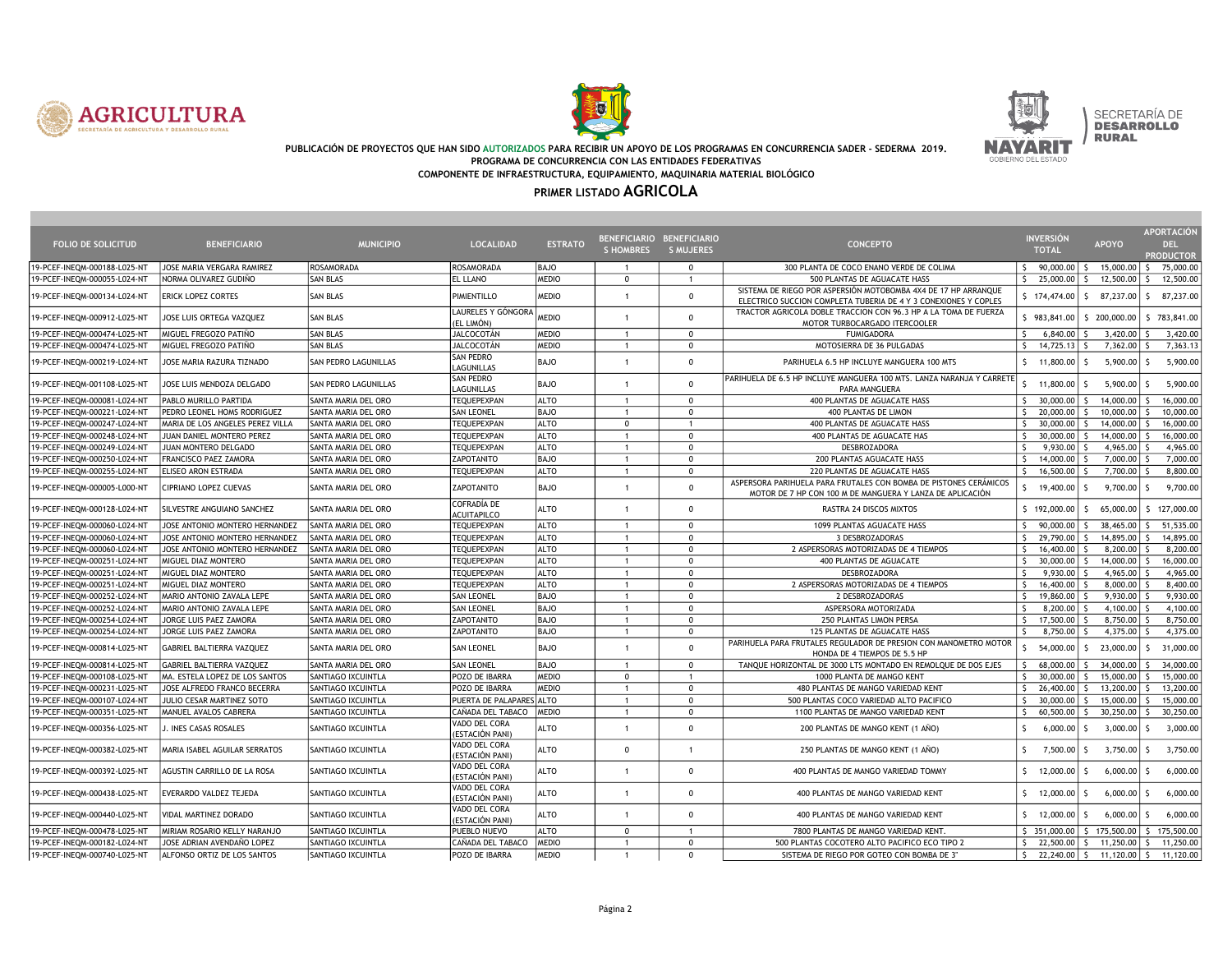**PUBLICACIÓN DE PROYECTOS QUE HAN SIDO AUTORIZADOS PARA RECIBIR UN APOYO DE LOS PROGRAMAS EN CONCURRENCIA SADER - SEDERMA 2019.**

**PROGRAMA DE CONCURRENCIA CON LAS ENTIDADES FEDERATIVAS**

**COMPONENTE DE INFRAESTRUCTURA, EQUIPAMIENTO, MAQUINARIA MATERIAL BIOLÓGICO**

## PRIMER LISTADO AGRICOLA

| FOLIO DE SOLICITUD | BENEFICIARIO | MUNICIPIO | LOCALIDAD | ESTRATO | BENEFICIARIOS HOMBRES | BENEFICIARIOS MUJERES | CONCEPTO | INVERSIÓN TOTAL | APOYO | APORTACIÓN DEL PRODUCTOR |
|---|---|---|---|---|---|---|---|---|---|---|
| 19-PCEF-INEQM-000188-L025-NT | JOSE MARIA VERGARA RAMIREZ | ROSAMORADA | ROSAMORADA | BAJO | 1 | 0 | 300 PLANTA DE COCO ENANO VERDE DE COLIMA | $ 90,000.00 | $ 15,000.00 | $ 75,000.00 |
| 19-PCEF-INEQM-000055-L024-NT | NORMA OLIVAREZ GUDIÑO | SAN BLAS | EL LLANO | MEDIO | 0 | 1 | 500 PLANTAS DE AGUACATE HASS | $ 25,000.00 | $ 12,500.00 | $ 12,500.00 |
| 19-PCEF-INEQM-000134-L024-NT | ERICK LOPEZ CORTES | SAN BLAS | PIMIENTILLO | MEDIO | 1 | 0 | SISTEMA DE RIEGO POR ASPERSIÓN MOTOBOMBA 4X4 DE 17 HP ARRANQUE ELECTRICO SUCCION COMPLETA TUBERIA DE 4 Y 3 CONEXIONES Y COPLES | $ 174,474.00 | $ 87,237.00 | $ 87,237.00 |
| 19-PCEF-INEQM-000912-L025-NT | JOSE LUIS ORTEGA VAZQUEZ | SAN BLAS | LAURELES Y GÓNGORA (EL LIMÓN) | MEDIO | 1 | 0 | TRACTOR AGRICOLA DOBLE TRACCION CON 96.3 HP A LA TOMA DE FUERZA MOTOR TURBOCARGADO ITERCOOLER | $ 983,841.00 | $ 200,000.00 | $ 783,841.00 |
| 19-PCEF-INEQM-000474-L025-NT | MIGUEL FREGOZO PATIÑO | SAN BLAS | JALCOCOTÁN | MEDIO | 1 | 0 | FUMIGADORA | $ 6,840.00 | $ 3,420.00 | $ 3,420.00 |
| 19-PCEF-INEQM-000474-L025-NT | MIGUEL FREGOZO PATIÑO | SAN BLAS | JALCOCOTÁN | MEDIO | 1 | 0 | MOTOSIERRA DE 36 PULGADAS | $ 14,725.13 | $ 7,362.00 | $ 7,363.13 |
| 19-PCEF-INEQM-000219-L024-NT | JOSE MARIA RAZURA TIZNADO | SAN PEDRO LAGUNILLAS | SAN PEDRO LAGUNILLAS | BAJO | 1 | 0 | PARIHUELA 6.5 HP INCLUYE MANGUERA 100 MTS | $ 11,800.00 | $ 5,900.00 | $ 5,900.00 |
| 19-PCEF-INEQM-001108-L025-NT | JOSE LUIS MENDOZA DELGADO | SAN PEDRO LAGUNILLAS | SAN PEDRO LAGUNILLAS | BAJO | 1 | 0 | PARIHUELA DE 6.5 HP INCLUYE MANGUERA 100 MTS. LANZA NARANJA Y CARRETE PARA MANGUERA | $ 11,800.00 | $ 5,900.00 | $ 5,900.00 |
| 19-PCEF-INEQM-000081-L024-NT | PABLO MURILLO PARTIDA | SANTA MARIA DEL ORO | TEQUEPEXPAN | ALTO | 1 | 0 | 400 PLANTAS DE AGUACATE HASS | $ 30,000.00 | $ 14,000.00 | $ 16,000.00 |
| 19-PCEF-INEQM-000221-L024-NT | PEDRO LEONEL HOMS RODRIGUEZ | SANTA MARIA DEL ORO | SAN LEONEL | BAJO | 1 | 0 | 400 PLANTAS DE LIMON | $ 20,000.00 | $ 10,000.00 | $ 10,000.00 |
| 19-PCEF-INEQM-000247-L024-NT | MARIA DE LOS ANGELES PEREZ VILLA | SANTA MARIA DEL ORO | TEQUEPEXPAN | ALTO | 0 | 1 | 400 PLANTAS DE AGUACATE HASS | $ 30,000.00 | $ 14,000.00 | $ 16,000.00 |
| 19-PCEF-INEQM-000248-L024-NT | JUAN DANIEL MONTERO PEREZ | SANTA MARIA DEL ORO | TEQUEPEXPAN | ALTO | 1 | 0 | 400 PLANTAS DE AGUACATE HAS | $ 30,000.00 | $ 14,000.00 | $ 16,000.00 |
| 19-PCEF-INEQM-000249-L024-NT | JUAN MONTERO DELGADO | SANTA MARIA DEL ORO | TEQUEPEXPAN | ALTO | 1 | 0 | DESBROZADORA | $ 9,930.00 | $ 4,965.00 | $ 4,965.00 |
| 19-PCEF-INEQM-000250-L024-NT | FRANCISCO PAEZ ZAMORA | SANTA MARIA DEL ORO | ZAPOTANITO | BAJO | 1 | 0 | 200 PLANTAS AGUACATE HASS | $ 14,000.00 | $ 7,000.00 | $ 7,000.00 |
| 19-PCEF-INEQM-000255-L024-NT | ELISEO ARON ESTRADA | SANTA MARIA DEL ORO | TEQUEPEXPAN | ALTO | 1 | 0 | 220 PLANTAS DE AGUACATE HASS | $ 16,500.00 | $ 7,700.00 | $ 8,800.00 |
| 19-PCEF-INEQM-000005-L000-NT | CIPRIANO LOPEZ CUEVAS | SANTA MARIA DEL ORO | ZAPOTANITO | BAJO | 1 | 0 | ASPERSORA PARIHUELA PARA FRUTALES CON BOMBA DE PISTONES CERÁMICOS MOTOR DE 7 HP CON 100 M DE MANGUERA Y LANZA DE APLICACIÓN | $ 19,400.00 | $ 9,700.00 | $ 9,700.00 |
| 19-PCEF-INEQM-000128-L024-NT | SILVESTRE ANGUIANO SANCHEZ | SANTA MARIA DEL ORO | COFRADÍA DE ACUITAPILCO | ALTO | 1 | 0 | RASTRA 24 DISCOS MIXTOS | $ 192,000.00 | $ 65,000.00 | $ 127,000.00 |
| 19-PCEF-INEQM-000060-L024-NT | JOSE ANTONIO MONTERO HERNANDEZ | SANTA MARIA DEL ORO | TEQUEPEXPAN | ALTO | 1 | 0 | 1099 PLANTAS AGUACATE HASS | $ 90,000.00 | $ 38,465.00 | $ 51,535.00 |
| 19-PCEF-INEQM-000060-L024-NT | JOSE ANTONIO MONTERO HERNANDEZ | SANTA MARIA DEL ORO | TEQUEPEXPAN | ALTO | 1 | 0 | 3 DESBROZADORAS | $ 29,790.00 | $ 14,895.00 | $ 14,895.00 |
| 19-PCEF-INEQM-000060-L024-NT | JOSE ANTONIO MONTERO HERNANDEZ | SANTA MARIA DEL ORO | TEQUEPEXPAN | ALTO | 1 | 0 | 2 ASPERSORAS MOTORIZADAS DE 4 TIEMPOS | $ 16,400.00 | $ 8,200.00 | $ 8,200.00 |
| 19-PCEF-INEQM-000251-L024-NT | MIGUEL DIAZ MONTERO | SANTA MARIA DEL ORO | TEQUEPEXPAN | ALTO | 1 | 0 | 400 PLANTAS DE AGUACATE | $ 30,000.00 | $ 14,000.00 | $ 16,000.00 |
| 19-PCEF-INEQM-000251-L024-NT | MIGUEL DIAZ MONTERO | SANTA MARIA DEL ORO | TEQUEPEXPAN | ALTO | 1 | 0 | DESBROZADORA | $ 9,930.00 | $ 4,965.00 | $ 4,965.00 |
| 19-PCEF-INEQM-000251-L024-NT | MIGUEL DIAZ MONTERO | SANTA MARIA DEL ORO | TEQUEPEXPAN | ALTO | 1 | 0 | 2 ASPERSORAS MOTORIZADAS DE 4 TIEMPOS | $ 16,400.00 | $ 8,000.00 | $ 8,400.00 |
| 19-PCEF-INEQM-000252-L024-NT | MARIO ANTONIO ZAVALA LEPE | SANTA MARIA DEL ORO | SAN LEONEL | BAJO | 1 | 0 | 2 DESBROZADORAS | $ 19,860.00 | $ 9,930.00 | $ 9,930.00 |
| 19-PCEF-INEQM-000252-L024-NT | MARIO ANTONIO ZAVALA LEPE | SANTA MARIA DEL ORO | SAN LEONEL | BAJO | 1 | 0 | ASPERSORA MOTORIZADA | $ 8,200.00 | $ 4,100.00 | $ 4,100.00 |
| 19-PCEF-INEQM-000254-L024-NT | JORGE LUIS PAEZ ZAMORA | SANTA MARIA DEL ORO | ZAPOTANITO | BAJO | 1 | 0 | 250 PLANTAS LIMON PERSA | $ 17,500.00 | $ 8,750.00 | $ 8,750.00 |
| 19-PCEF-INEQM-000254-L024-NT | JORGE LUIS PAEZ ZAMORA | SANTA MARIA DEL ORO | ZAPOTANITO | BAJO | 1 | 0 | 125 PLANTAS DE AGUACATE HASS | $ 8,750.00 | $ 4,375.00 | $ 4,375.00 |
| 19-PCEF-INEQM-000814-L025-NT | GABRIEL BALTIERRA VAZQUEZ | SANTA MARIA DEL ORO | SAN LEONEL | BAJO | 1 | 0 | PARIHUELA PARA FRUTALES REGULADOR DE PRESION CON MANOMETRO MOTOR HONDA DE 4 TIEMPOS DE 5.5 HP | $ 54,000.00 | $ 23,000.00 | $ 31,000.00 |
| 19-PCEF-INEQM-000814-L025-NT | GABRIEL BALTIERRA VAZQUEZ | SANTA MARIA DEL ORO | SAN LEONEL | BAJO | 1 | 0 | TANQUE HORIZONTAL DE 3000 LTS MONTADO EN REMOLQUE DE DOS EJES | $ 68,000.00 | $ 34,000.00 | $ 34,000.00 |
| 19-PCEF-INEQM-000108-L025-NT | MA. ESTELA LOPEZ DE LOS SANTOS | SANTIAGO IXCUINTLA | POZO DE IBARRA | MEDIO | 0 | 1 | 1000 PLANTA DE MANGO KENT | $ 30,000.00 | $ 15,000.00 | $ 15,000.00 |
| 19-PCEF-INEQM-000231-L025-NT | JOSE ALFREDO FRANCO BECERRA | SANTIAGO IXCUINTLA | POZO DE IBARRA | MEDIO | 1 | 0 | 480 PLANTAS DE MANGO VARIEDAD KENT | $ 26,400.00 | $ 13,200.00 | $ 13,200.00 |
| 19-PCEF-INEQM-000107-L025-NT | JULIO CESAR MARTINEZ SOTO | SANTIAGO IXCUINTLA | PUERTA DE PALAPARES | ALTO | 1 | 0 | 500 PLANTAS COCO VARIEDAD ALTO PACIFICO | $ 30,000.00 | $ 15,000.00 | $ 15,000.00 |
| 19-PCEF-INEQM-000351-L025-NT | MANUEL AVALOS CABRERA | SANTIAGO IXCUINTLA | CAÑADA DEL TABACO | MEDIO | 1 | 0 | 1100 PLANTAS DE MANGO VARIEDAD KENT | $ 60,500.00 | $ 30,250.00 | $ 30,250.00 |
| 19-PCEF-INEQM-000356-L025-NT | J. INES CASAS ROSALES | SANTIAGO IXCUINTLA | VADO DEL CORA (ESTACIÓN PANI) | ALTO | 1 | 0 | 200 PLANTAS DE MANGO KENT (1 AÑO) | $ 6,000.00 | $ 3,000.00 | $ 3,000.00 |
| 19-PCEF-INEQM-000382-L025-NT | MARIA ISABEL AGUILAR SERRATOS | SANTIAGO IXCUINTLA | VADO DEL CORA (ESTACIÓN PANI) | ALTO | 0 | 1 | 250 PLANTAS DE MANGO KENT (1 AÑO) | $ 7,500.00 | $ 3,750.00 | $ 3,750.00 |
| 19-PCEF-INEQM-000392-L025-NT | AGUSTIN CARRILLO DE LA ROSA | SANTIAGO IXCUINTLA | VADO DEL CORA (ESTACIÓN PANI) | ALTO | 1 | 0 | 400 PLANTAS DE MANGO VARIEDAD TOMMY | $ 12,000.00 | $ 6,000.00 | $ 6,000.00 |
| 19-PCEF-INEQM-000438-L025-NT | EVERARDO VALDEZ TEJEDA | SANTIAGO IXCUINTLA | VADO DEL CORA (ESTACIÓN PANI) | ALTO | 1 | 0 | 400 PLANTAS DE MANGO VARIEDAD KENT | $ 12,000.00 | $ 6,000.00 | $ 6,000.00 |
| 19-PCEF-INEQM-000440-L025-NT | VIDAL MARTINEZ DORADO | SANTIAGO IXCUINTLA | VADO DEL CORA (ESTACIÓN PANI) | ALTO | 1 | 0 | 400 PLANTAS DE MANGO VARIEDAD KENT | $ 12,000.00 | $ 6,000.00 | $ 6,000.00 |
| 19-PCEF-INEQM-000478-L025-NT | MIRIAM ROSARIO KELLY NARANJO | SANTIAGO IXCUINTLA | PUEBLO NUEVO | ALTO | 0 | 1 | 7800 PLANTAS DE MANGO VARIEDAD KENT. | $ 351,000.00 | $ 175,500.00 | $ 175,500.00 |
| 19-PCEF-INEQM-000182-L024-NT | JOSE ADRIAN AVENDAÑO LOPEZ | SANTIAGO IXCUINTLA | CAÑADA DEL TABACO | MEDIO | 1 | 0 | 500 PLANTAS COCOTERO ALTO PACIFICO ECO TIPO 2 | $ 22,500.00 | $ 11,250.00 | $ 11,250.00 |
| 19-PCEF-INEQM-000740-L025-NT | ALFONSO ORTIZ DE LOS SANTOS | SANTIAGO IXCUINTLA | POZO DE IBARRA | MEDIO | 1 | 0 | SISTEMA DE RIEGO POR GOTEO CON BOMBA DE 3" | $ 22,240.00 | $ 11,120.00 | $ 11,120.00 |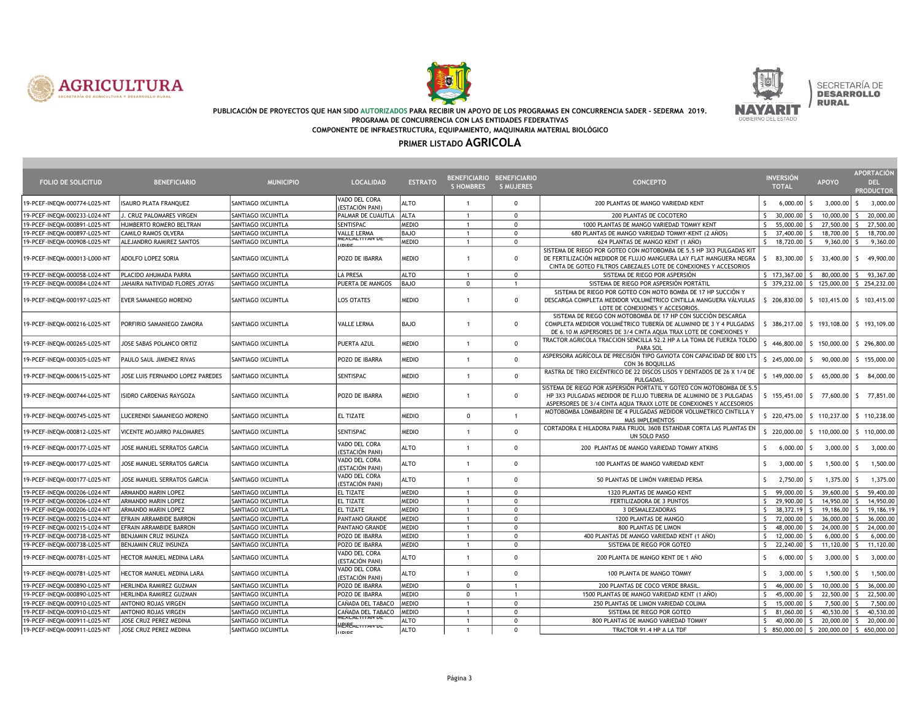**PUBLICACIÓN DE PROYECTOS QUE HAN SIDO AUTORIZADOS PARA RECIBIR UN APOYO DE LOS PROGRAMAS EN CONCURRENCIA SADER - SEDERMA 2019.**
**PROGRAMA DE CONCURRENCIA CON LAS ENTIDADES FEDERATIVAS**
**COMPONENTE DE INFRAESTRUCTURA, EQUIPAMIENTO, MAQUINARIA MATERIAL BIOLÓGICO**

# PRIMER LISTADO AGRICOLA

| FOLIO DE SOLICITUD | BENEFICIARIO | MUNICIPIO | LOCALIDAD | ESTRATO | BENEFICIARIOS HOMBRES | BENEFICIARIOS MUJERES | CONCEPTO | INVERSIÓN TOTAL | APOYO | APORTACIÓN DEL PRODUCTOR |
|---|---|---|---|---|---|---|---|---|---|---|
| 19-PCEF-INEQM-000774-L025-NT | ISAURO PLATA FRANQUEZ | SANTIAGO IXCUINTLA | VADO DEL CORA (ESTACIÓN PANI) | ALTO | 1 | 0 | 200 PLANTAS DE MANGO VARIEDAD KENT | $ 6,000.00 | $ 3,000.00 | $ 3,000.00 |
| 19-PCEF-INEQM-000233-L024-NT | J. CRUZ PALOMARES VIRGEN | SANTIAGO IXCUINTLA | PALMAR DE CUAUTLA | ALTA | 1 | 0 | 200 PLANTAS DE COCOTERO | $ 30,000.00 | $ 10,000.00 | $ 20,000.00 |
| 19-PCEF-INEQM-000891-L025-NT | HUMBERTO ROMERO BELTRAN | SANTIAGO IXCUINTLA | SENTISPAC | MEDIO | 1 | 0 | 1000 PLANTAS DE MANGO VARIEDAD TOMMY KENT | $ 55,000.00 | $ 27,500.00 | $ 27,500.00 |
| 19-PCEF-INEQM-000897-L025-NT | CAMILO RAMOS OLVERA | SANTIAGO IXCUINTLA | VALLE LERMA | BAJO | 1 | 0 | 680 PLANTAS DE MANGO VARIEDAD TOMMY-KENT (2 AÑOS) | $ 37,400.00 | $ 18,700.00 | $ 18,700.00 |
| 19-PCEF-INEQM-000908-L025-NT | ALEJANDRO RAMIREZ SANTOS | SANTIAGO IXCUINTLA | MEXCALTITAN DE URIBE | MEDIO | 1 | 0 | 624 PLANTAS DE MANGO KENT (1 AÑO) | $ 18,720.00 | $ 9,360.00 | $ 9,360.00 |
| 19-PCEF-INEQM-000013-L000-NT | ADOLFO LOPEZ SORIA | SANTIAGO IXCUINTLA | POZO DE IBARRA | MEDIO | 1 | 0 | SISTEMA DE RIEGO POR GOTEO CON MOTOBOMBA DE 5.5 HP 3X3 PULGADAS KIT DE FERTILIZACIÓN MEDIDOR DE FLUJO MANGUERA LAY FLAT MANGUERA NEGRA CINTA DE GOTEO FILTROS CABEZALES LOTE DE CONEXIONES Y ACCESORIOS | $ 83,300.00 | $ 33,400.00 | $ 49,900.00 |
| 19-PCEF-INEQM-000058-L024-NT | PLACIDO AHUMADA PARRA | SANTIAGO IXCUINTLA | LA PRESA | ALTO | 1 | 0 | SISTEMA DE RIEGO POR ASPERSIÓN | $ 173,367.00 | $ 80,000.00 | $ 93,367.00 |
| 19-PCEF-INEQM-000084-L024-NT | JAHAIRA NATIVIDAD FLORES JOYAS | SANTIAGO IXCUINTLA | PUERTA DE MANGOS | BAJO | 0 | 1 | SISTEMA DE RIEGO POR ASPERSIÓN PORTÁTIL | $ 379,232.00 | $ 125,000.00 | $ 254,232.00 |
| 19-PCEF-INEQM-000197-L025-NT | EVER SAMANIEGO MORENO | SANTIAGO IXCUINTLA | LOS OTATES | MEDIO | 1 | 0 | SISTEMA DE RIEGO POR GOTEO CON MOTO BOMBA DE 17 HP CON SUCCIÓN Y DESCARGA COMPLETA MEDIDOR VOLUMÉTRICO CINTILLA MANGUERA VÁLVULAS LOTE DE CONEXIONES Y ACCESORIOS. | $ 206,830.00 | $ 103,415.00 | $ 103,415.00 |
| 19-PCEF-INEQM-000216-L025-NT | PORFIRIO SAMANIEGO ZAMORA | SANTIAGO IXCUINTLA | VALLE LERMA | BAJO | 1 | 0 | SISTEMA DE RIEGO CON MOTOBOMBA DE 17 HP CON SUCCIÓN DESCARGA COMPLETA MEDIDOR VOLUMÉTRICO TUBERÍA DE ALUMINIO DE 3 Y 4 PULGADAS DE 6.10 M ASPERSORES DE 3/4 CINTA AQUA TRAX LOTE DE CONEXIONES Y | $ 386,217.00 | $ 193,108.00 | $ 193,109.00 |
| 19-PCEF-INEQM-000265-L025-NT | JOSE SABAS POLANCO ORTIZ | SANTIAGO IXCUINTLA | PUERTA AZUL | MEDIO | 1 | 0 | TRACTOR AGRICOLA TRACCION SENCILLA 52.2 HP A LA TOMA DE FUERZA TOLDO PARA SOL | $ 446,800.00 | $ 150,000.00 | $ 296,800.00 |
| 19-PCEF-INEQM-000305-L025-NT | PAULO SAUL JIMENEZ RIVAS | SANTIAGO IXCUINTLA | POZO DE IBARRA | MEDIO | 1 | 0 | ASPERSORA AGRÍCOLA DE PRECISIÓN TIPO GAVIOTA CON CAPACIDAD DE 800 LTS CON 36 BOQUILLAS | $ 245,000.00 | $ 90,000.00 | $ 155,000.00 |
| 19-PCEF-INEQM-000615-L025-NT | JOSE LUIS FERNANDO LOPEZ PAREDES | SANTIAGO IXCUINTLA | SENTISPAC | MEDIO | 1 | 0 | RASTRA DE TIRO EXCÉNTRICO DE 22 DISCOS LISOS Y DENTADOS DE 26 X 1/4 DE PULGADAS. | $ 149,000.00 | $ 65,000.00 | $ 84,000.00 |
| 19-PCEF-INEQM-000744-L025-NT | ISIDRO CARDENAS RAYGOZA | SANTIAGO IXCUINTLA | POZO DE IBARRA | MEDIO | 1 | 0 | SISTEMA DE RIEGO POR ASPERSIÓN PORTATIL Y GOTEO CON MOTOBOMBA DE 5.5 HP 3X3 PULGADAS MEDIDOR DE FLUJO TUBERIA DE ALUMINIO DE 3 PULGADAS ASPERSORES DE 3/4 CINTA AQUA TRAXX LOTE DE CONEXIONES Y ACCESORIOS | $ 155,451.00 | $ 77,600.00 | $ 77,851.00 |
| 19-PCEF-INEQM-000745-L025-NT | LUCERENDI SAMANIEGO MORENO | SANTIAGO IXCUINTLA | EL TIZATE | MEDIO | 0 | 1 | MOTOBOMBA LOMBARDINI DE 4 PULGADAS MEDIDOR VOLUMETRICO CINTILLA Y MAS IMPLEMENTOS | $ 220,475.00 | $ 110,237.00 | $ 110,238.00 |
| 19-PCEF-INEQM-000812-L025-NT | VICENTE MOJARRO PALOMARES | SANTIAGO IXCUINTLA | SENTISPAC | MEDIO | 1 | 0 | CORTADORA E HILADORA PARA FRIJOL 360B ESTANDAR CORTA LAS PLANTAS EN UN SOLO PASO | $ 220,000.00 | $ 110,000.00 | $ 110,000.00 |
| 19-PCEF-INEQM-000177-L025-NT | JOSE MANUEL SERRATOS GARCIA | SANTIAGO IXCUINTLA | VADO DEL CORA (ESTACIÓN PANI) | ALTO | 1 | 0 | 200 PLANTAS DE MANGO VARIEDAD TOMMY ATKINS | $ 6,000.00 | $ 3,000.00 | $ 3,000.00 |
| 19-PCEF-INEQM-000177-L025-NT | JOSE MANUEL SERRATOS GARCIA | SANTIAGO IXCUINTLA | VADO DEL CORA (ESTACIÓN PANI) | ALTO | 1 | 0 | 100 PLANTAS DE MANGO VARIEDAD KENT | $ 3,000.00 | $ 1,500.00 | $ 1,500.00 |
| 19-PCEF-INEQM-000177-L025-NT | JOSE MANUEL SERRATOS GARCIA | SANTIAGO IXCUINTLA | VADO DEL CORA (ESTACIÓN PANI) | ALTO | 1 | 0 | 50 PLANTAS DE LIMÓN VARIEDAD PERSA | $ 2,750.00 | $ 1,375.00 | $ 1,375.00 |
| 19-PCEF-INEQM-000206-L024-NT | ARMANDO MARIN LOPEZ | SANTIAGO IXCUINTLA | EL TIZATE | MEDIO | 1 | 0 | 1320 PLANTAS DE MANGO KENT | $ 99,000.00 | $ 39,600.00 | $ 59,400.00 |
| 19-PCEF-INEQM-000206-L024-NT | ARMANDO MARIN LOPEZ | SANTIAGO IXCUINTLA | EL TIZATE | MEDIO | 1 | 0 | FERTILIZADORA DE 3 PUNTOS | $ 29,900.00 | $ 14,950.00 | $ 14,950.00 |
| 19-PCEF-INEQM-000206-L024-NT | ARMANDO MARIN LOPEZ | SANTIAGO IXCUINTLA | EL TIZATE | MEDIO | 1 | 0 | 3 DESMALEZADORAS | $ 38,372.19 | $ 19,186.00 | $ 19,186.19 |
| 19-PCEF-INEQM-000215-L024-NT | EFRAIN ARRAMBIDE BARRON | SANTIAGO IXCUINTLA | PANTANO GRANDE | MEDIO | 1 | 0 | 1200 PLANTAS DE MANGO | $ 72,000.00 | $ 36,000.00 | $ 36,000.00 |
| 19-PCEF-INEQM-000215-L024-NT | EFRAIN ARRAMBIDE BARRON | SANTIAGO IXCUINTLA | PANTANO GRANDE | MEDIO | 1 | 0 | 800 PLANTAS DE LIMON | $ 48,000.00 | $ 24,000.00 | $ 24,000.00 |
| 19-PCEF-INEQM-000738-L025-NT | BENJAMIN CRUZ INSUNZA | SANTIAGO IXCUINTLA | POZO DE IBARRA | MEDIO | 1 | 0 | 400 PLANTAS DE MANGO VARIEDAD KENT (1 AÑO) | $ 12,000.00 | $ 6,000.00 | $ 6,000.00 |
| 19-PCEF-INEQM-000738-L025-NT | BENJAMIN CRUZ INSUNZA | SANTIAGO IXCUINTLA | POZO DE IBARRA | MEDIO | 1 | 0 | SISTEMA DE RIEGO POR GOTEO | $ 22,240.00 | $ 11,120.00 | $ 11,120.00 |
| 19-PCEF-INEQM-000781-L025-NT | HECTOR MANUEL MEDINA LARA | SANTIAGO IXCUINTLA | VADO DEL CORA (ESTACIÓN PANI) | ALTO | 1 | 0 | 200 PLANTA DE MANGO KENT DE 1 AÑO | $ 6,000.00 | $ 3,000.00 | $ 3,000.00 |
| 19-PCEF-INEQM-000781-L025-NT | HECTOR MANUEL MEDINA LARA | SANTIAGO IXCUINTLA | VADO DEL CORA (ESTACIÓN PANI) | ALTO | 1 | 0 | 100 PLANTA DE MANGO TOMMY | $ 3,000.00 | $ 1,500.00 | $ 1,500.00 |
| 19-PCEF-INEQM-000890-L025-NT | HERLINDA RAMIREZ GUZMAN | SANTIAGO IXCUINTLA | POZO DE IBARRA | MEDIO | 0 | 1 | 200 PLANTAS DE COCO VERDE BRASIL. | $ 46,000.00 | $ 10,000.00 | $ 36,000.00 |
| 19-PCEF-INEQM-000890-L025-NT | HERLINDA RAMIREZ GUZMAN | SANTIAGO IXCUINTLA | POZO DE IBARRA | MEDIO | 0 | 1 | 1500 PLANTAS DE MANGO VARIEDAD KENT (1 AÑO) | $ 45,000.00 | $ 22,500.00 | $ 22,500.00 |
| 19-PCEF-INEQM-000910-L025-NT | ANTONIO ROJAS VIRGEN | SANTIAGO IXCUINTLA | CAÑADA DEL TABACO | MEDIO | 1 | 0 | 250 PLANTAS DE LIMON VARIEDAD COLIMA | $ 15,000.00 | $ 7,500.00 | $ 7,500.00 |
| 19-PCEF-INEQM-000910-L025-NT | ANTONIO ROJAS VIRGEN | SANTIAGO IXCUINTLA | CAÑADA DEL TABACO | MEDIO | 1 | 0 | SISTEMA DE RIEGO POR GOTEO | $ 81,060.00 | $ 40,530.00 | $ 40,530.00 |
| 19-PCEF-INEQM-000911-L025-NT | JOSE CRUZ PEREZ MEDINA | SANTIAGO IXCUINTLA | MEXCALTITAN DE URIBE | ALTO | 1 | 0 | 800 PLANTAS DE MANGO VARIEDAD TOMMY | $ 40,000.00 | $ 20,000.00 | $ 20,000.00 |
| 19-PCEF-INEQM-000911-L025-NT | JOSE CRUZ PEREZ MEDINA | SANTIAGO IXCUINTLA | MEXCALTITAN DE URIBE | ALTO | 1 | 0 | TRACTOR 91.4 HP A LA TDF | $ 850,000.00 | $ 200,000.00 | $ 650,000.00 |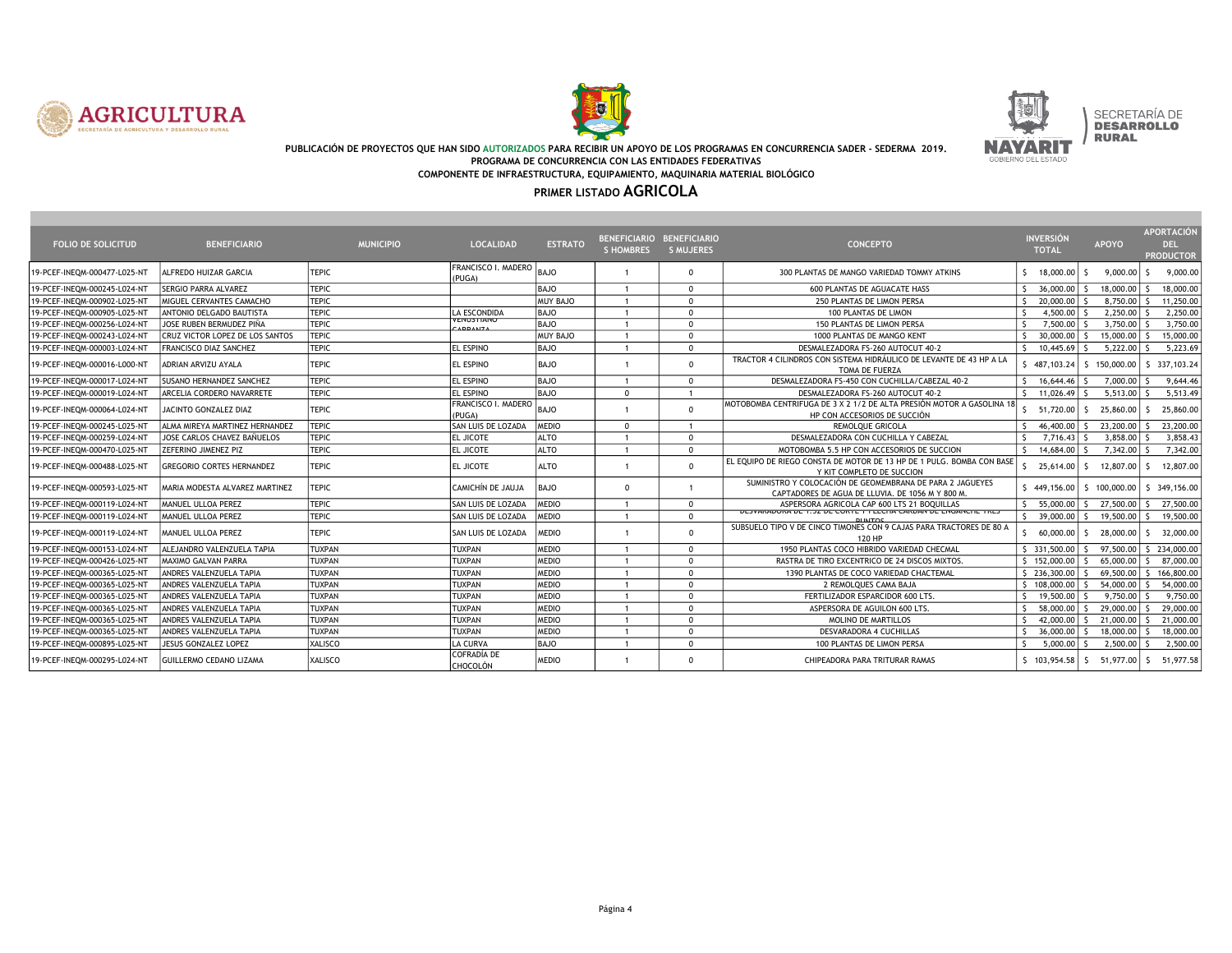**PUBLICACIÓN DE PROYECTOS QUE HAN SIDO AUTORIZADOS PARA RECIBIR UN APOYO DE LOS PROGRAMAS EN CONCURRENCIA SADER - SEDERMA 2019.**
**PROGRAMA DE CONCURRENCIA CON LAS ENTIDADES FEDERATIVAS**
**COMPONENTE DE INFRAESTRUCTURA, EQUIPAMIENTO, MAQUINARIA MATERIAL BIOLÓGICO**

# PRIMER LISTADO AGRICOLA

| FOLIO DE SOLICITUD | BENEFICIARIO | MUNICIPIO | LOCALIDAD | ESTRATO | BENEFICIARIO S HOMBRES | BENEFICIARIO S MUJERES | CONCEPTO | INVERSIÓN TOTAL | APOYO | APORTACIÓN DEL PRODUCTOR |
|---|---|---|---|---|---|---|---|---|---|---|
| 19-PCEF-INEQM-000477-L025-NT | ALFREDO HUIZAR GARCIA | TEPIC | FRANCISCO I. MADERO (PUGA) | BAJO | 1 | 0 | 300 PLANTAS DE MANGO VARIEDAD TOMMY ATKINS | $ 18,000.00 | $ 9,000.00 | $ 9,000.00 |
| 19-PCEF-INEQM-000245-L024-NT | SERGIO PARRA ALVAREZ | TEPIC | | BAJO | 1 | 0 | 600 PLANTAS DE AGUACATE HASS | $ 36,000.00 | $ 18,000.00 | $ 18,000.00 |
| 19-PCEF-INEQM-000902-L025-NT | MIGUEL CERVANTES CAMACHO | TEPIC | | MUY BAJO | 1 | 0 | 250 PLANTAS DE LIMON PERSA | $ 20,000.00 | $ 8,750.00 | $ 11,250.00 |
| 19-PCEF-INEQM-000905-L025-NT | ANTONIO DELGADO BAUTISTA | TEPIC | LA ESCONDIDA | BAJO | 1 | 0 | 100 PLANTAS DE LIMON | $ 4,500.00 | $ 2,250.00 | $ 2,250.00 |
| 19-PCEF-INEQM-000256-L024-NT | JOSE RUBEN BERMUDEZ PIÑA | TEPIC | VENUSTIANO CARRANZA | BAJO | 1 | 0 | 150 PLANTAS DE LIMON PERSA | $ 7,500.00 | $ 3,750.00 | $ 3,750.00 |
| 19-PCEF-INEQM-000243-L024-NT | CRUZ VICTOR LOPEZ DE LOS SANTOS | TEPIC | | MUY BAJO | 1 | 0 | 1000 PLANTAS DE MANGO KENT | $ 30,000.00 | $ 15,000.00 | $ 15,000.00 |
| 19-PCEF-INEQM-000003-L024-NT | FRANCISCO DIAZ SANCHEZ | TEPIC | EL ESPINO | BAJO | 1 | 0 | DESMALEZADORA FS-260 AUTOCUT 40-2 | $ 10,445.69 | $ 5,222.00 | $ 5,223.69 |
| 19-PCEF-INEQM-000016-L000-NT | ADRIAN ARVIZU AYALA | TEPIC | EL ESPINO | BAJO | 1 | 0 | TRACTOR 4 CILINDROS CON SISTEMA HIDRÁULICO DE LEVANTE DE 43 HP A LA TOMA DE FUERZA | $ 487,103.24 | $ 150,000.00 | $ 337,103.24 |
| 19-PCEF-INEQM-000017-L024-NT | SUSANO HERNANDEZ SANCHEZ | TEPIC | EL ESPINO | BAJO | 1 | 0 | DESMALEZADORA FS-450 CON CUCHILLA/CABEZAL 40-2 | $ 16,644.46 | $ 7,000.00 | $ 9,644.46 |
| 19-PCEF-INEQM-000019-L024-NT | ARCELIA CORDERO NAVARRETE | TEPIC | EL ESPINO | BAJO | 0 | 1 | DESMALEZADORA FS-260 AUTOCUT 40-2 | $ 11,026.49 | $ 5,513.00 | $ 5,513.49 |
| 19-PCEF-INEQM-000064-L024-NT | JACINTO GONZALEZ DIAZ | TEPIC | FRANCISCO I. MADERO (PUGA) | BAJO | 1 | 0 | MOTOBOMBA CENTRIFUGA DE 3 X 2 1/2 DE ALTA PRESIÓN MOTOR A GASOLINA 18 HP CON ACCESORIOS DE SUCCIÓN | $ 51,720.00 | $ 25,860.00 | $ 25,860.00 |
| 19-PCEF-INEQM-000245-L025-NT | ALMA MIREYA MARTINEZ HERNANDEZ | TEPIC | SAN LUIS DE LOZADA | MEDIO | 0 | 1 | REMOLQUE GRICOLA | $ 46,400.00 | $ 23,200.00 | $ 23,200.00 |
| 19-PCEF-INEQM-000259-L024-NT | JOSE CARLOS CHAVEZ BAÑUELOS | TEPIC | EL JICOTE | ALTO | 1 | 0 | DESMALEZADORA CON CUCHILLA Y CABEZAL | $ 7,716.43 | $ 3,858.00 | $ 3,858.43 |
| 19-PCEF-INEQM-000470-L025-NT | ZEFERINO JIMENEZ PIZ | TEPIC | EL JICOTE | ALTO | 1 | 0 | MOTOBOMBA 5.5 HP CON ACCESORIOS DE SUCCION | $ 14,684.00 | $ 7,342.00 | $ 7,342.00 |
| 19-PCEF-INEQM-000488-L025-NT | GREGORIO CORTES HERNANDEZ | TEPIC | EL JICOTE | ALTO | 1 | 0 | EL EQUIPO DE RIEGO CONSTA DE MOTOR DE 13 HP DE 1 PULG. BOMBA CON BASE Y KIT COMPLETO DE SUCCION | $ 25,614.00 | $ 12,807.00 | $ 12,807.00 |
| 19-PCEF-INEQM-000593-L025-NT | MARIA MODESTA ALVAREZ MARTINEZ | TEPIC | CAMICHÍN DE JAUJA | BAJO | 0 | 1 | SUMINISTRO Y COLOCACIÓN DE GEOMEMBRANA DE PARA 2 JAGUEYES CAPTADORES DE AGUA DE LLUVIA. DE 1056 M Y 800 M. | $ 449,156.00 | $ 100,000.00 | $ 349,156.00 |
| 19-PCEF-INEQM-000119-L024-NT | MANUEL ULLOA PEREZ | TEPIC | SAN LUIS DE LOZADA | MEDIO | 1 | 0 | ASPERSORA AGRICOLA CAP 600 LTS 21 BOQUILLAS | $ 55,000.00 | $ 27,500.00 | $ 27,500.00 |
| 19-PCEF-INEQM-000119-L024-NT | MANUEL ULLOA PEREZ | TEPIC | SAN LUIS DE LOZADA | MEDIO | 1 | 0 | DESVARADORA DE 1.52 DE CORTE Y FLECHA CARDAN DE ENGANCHE TRES PUNTOS | $ 39,000.00 | $ 19,500.00 | $ 19,500.00 |
| 19-PCEF-INEQM-000119-L024-NT | MANUEL ULLOA PEREZ | TEPIC | SAN LUIS DE LOZADA | MEDIO | 1 | 0 | SUBSUELO TIPO V DE CINCO TIMONES CON 9 CAJAS PARA TRACTORES DE 80 A 120 HP | $ 60,000.00 | $ 28,000.00 | $ 32,000.00 |
| 19-PCEF-INEQM-000153-L024-NT | ALEJANDRO VALENZUELA TAPIA | TUXPAN | TUXPAN | MEDIO | 1 | 0 | 1950 PLANTAS COCO HIBRIDO VARIEDAD CHECMAL | $ 331,500.00 | $ 97,500.00 | $ 234,000.00 |
| 19-PCEF-INEQM-000426-L025-NT | MAXIMO GALVAN PARRA | TUXPAN | TUXPAN | MEDIO | 1 | 0 | RASTRA DE TIRO EXCENTRICO DE 24 DISCOS MIXTOS. | $ 152,000.00 | $ 65,000.00 | $ 87,000.00 |
| 19-PCEF-INEQM-000365-L025-NT | ANDRES VALENZUELA TAPIA | TUXPAN | TUXPAN | MEDIO | 1 | 0 | 1390 PLANTAS DE COCO VARIEDAD CHACTEMAL | $ 236,300.00 | $ 69,500.00 | $ 166,800.00 |
| 19-PCEF-INEQM-000365-L025-NT | ANDRES VALENZUELA TAPIA | TUXPAN | TUXPAN | MEDIO | 1 | 0 | 2 REMOLQUES CAMA BAJA | $ 108,000.00 | $ 54,000.00 | $ 54,000.00 |
| 19-PCEF-INEQM-000365-L025-NT | ANDRES VALENZUELA TAPIA | TUXPAN | TUXPAN | MEDIO | 1 | 0 | FERTILIZADOR ESPARCIDOR 600 LTS. | $ 19,500.00 | $ 9,750.00 | $ 9,750.00 |
| 19-PCEF-INEQM-000365-L025-NT | ANDRES VALENZUELA TAPIA | TUXPAN | TUXPAN | MEDIO | 1 | 0 | ASPERSORA DE AGUILON 600 LTS. | $ 58,000.00 | $ 29,000.00 | $ 29,000.00 |
| 19-PCEF-INEQM-000365-L025-NT | ANDRES VALENZUELA TAPIA | TUXPAN | TUXPAN | MEDIO | 1 | 0 | MOLINO DE MARTILLOS | $ 42,000.00 | $ 21,000.00 | $ 21,000.00 |
| 19-PCEF-INEQM-000365-L025-NT | ANDRES VALENZUELA TAPIA | TUXPAN | TUXPAN | MEDIO | 1 | 0 | DESVARADORA 4 CUCHILLAS | $ 36,000.00 | $ 18,000.00 | $ 18,000.00 |
| 19-PCEF-INEQM-000895-L025-NT | JESUS GONZALEZ LOPEZ | XALISCO | LA CURVA | BAJO | 1 | 0 | 100 PLANTAS DE LIMON PERSA | $ 5,000.00 | $ 2,500.00 | $ 2,500.00 |
| 19-PCEF-INEQM-000295-L024-NT | GUILLERMO CEDANO LIZAMA | XALISCO | COFRADÍA DE CHOCOLÓN | MEDIO | 1 | 0 | CHIPEADORA PARA TRITURAR RAMAS | $ 103,954.58 | $ 51,977.00 | $ 51,977.58 |